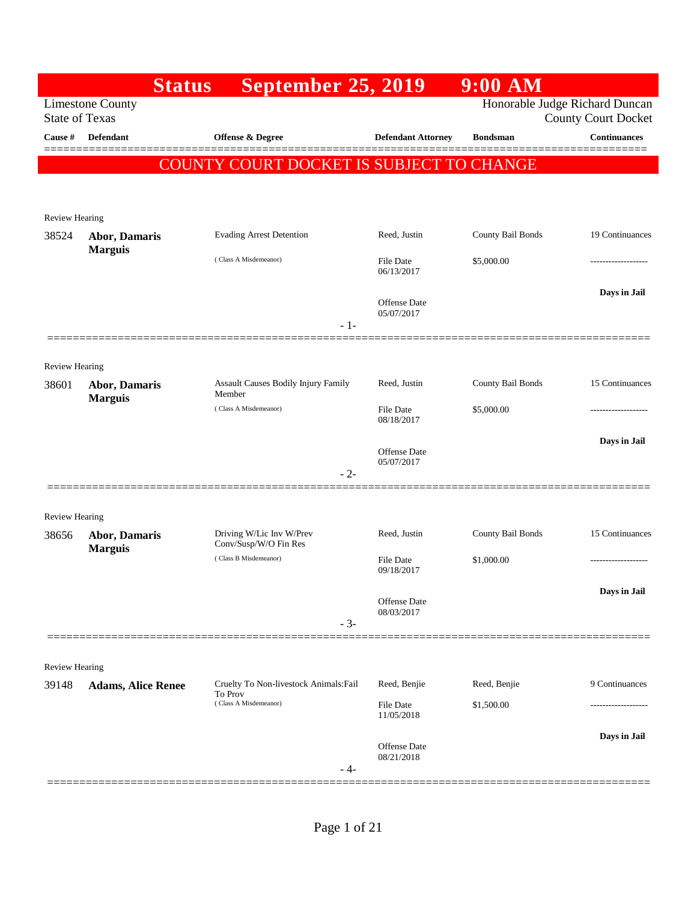# Status September 25, 2019 9:00 AM

Limestone County
State of Texas

Honorable Judge Richard Duncan
County Court Docket

| Cause # | Defendant | Offense & Degree | Defendant Attorney | Bondsman | Continuances |
|---|---|---|---|---|---|

## COUNTY COURT DOCKET IS SUBJECT TO CHANGE

Review Hearing

| Cause # | Defendant | Offense & Degree | Defendant Attorney | Bondsman | Continuances |
|---|---|---|---|---|---|
| 38524 | **Abor, Damaris Marguis** | Evading Arrest Detention ( Class A Misdemeanor) | Reed, Justin<br>File Date 06/13/2017<br>Offense Date 05/07/2017 | County Bail Bonds<br>$5,000.00 | 19 Continuances<br>-------------------<br>**Days in Jail** |

- 1-

Review Hearing

| Cause # | Defendant | Offense & Degree | Defendant Attorney | Bondsman | Continuances |
|---|---|---|---|---|---|
| 38601 | **Abor, Damaris Marguis** | Assault Causes Bodily Injury Family Member ( Class A Misdemeanor) | Reed, Justin<br>File Date 08/18/2017<br>Offense Date 05/07/2017 | County Bail Bonds<br>$5,000.00 | 15 Continuances<br>-------------------<br>**Days in Jail** |

- 2-

Review Hearing

| Cause # | Defendant | Offense & Degree | Defendant Attorney | Bondsman | Continuances |
|---|---|---|---|---|---|
| 38656 | **Abor, Damaris Marguis** | Driving W/Lic Inv W/Prev Conv/Susp/W/O Fin Res ( Class B Misdemeanor) | Reed, Justin<br>File Date 09/18/2017<br>Offense Date 08/03/2017 | County Bail Bonds<br>$1,000.00 | 15 Continuances<br>-------------------<br>**Days in Jail** |

- 3-

Review Hearing

| Cause # | Defendant | Offense & Degree | Defendant Attorney | Bondsman | Continuances |
|---|---|---|---|---|---|
| 39148 | **Adams, Alice Renee** | Cruelty To Non-livestock Animals:Fail To Prov ( Class A Misdemeanor) | Reed, Benjie<br>File Date 11/05/2018<br>Offense Date 08/21/2018 | Reed, Benjie<br>$1,500.00 | 9 Continuances<br>-------------------<br>**Days in Jail** |

- 4-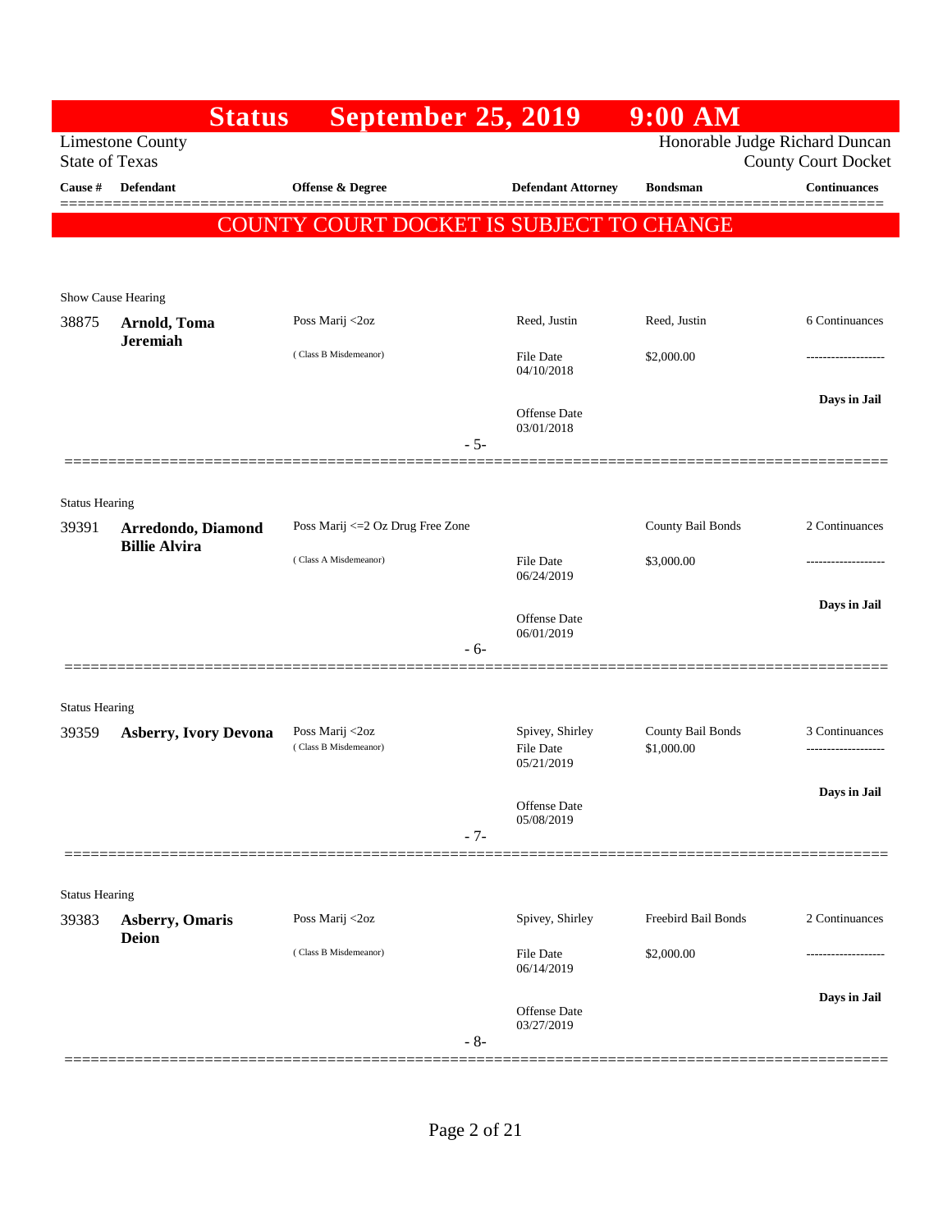# Status September 25, 2019 9:00 AM

Limestone County
State of Texas

Honorable Judge Richard Duncan
County Court Docket

**COUNTY COURT DOCKET IS SUBJECT TO CHANGE**

| Cause # | Defendant | Offense & Degree | Defendant Attorney | Bondsman | Continuances |
|---|---|---|---|---|---|
| Show Cause Hearing | | | | | |
| 38875 | **Arnold, Toma Jeremiah** | Poss Marij <2oz (Class B Misdemeanor) | Reed, Justin<br>File Date 04/10/2018<br>Offense Date 03/01/2018 | Reed, Justin<br>$2,000.00 | 6 Continuances<br>-------------------<br>**Days in Jail** |
| | | | - 5- | | |
| Status Hearing | | | | | |
| 39391 | **Arredondo, Diamond Billie Alvira** | Poss Marij <=2 Oz Drug Free Zone (Class A Misdemeanor) | File Date 06/24/2019<br>Offense Date 06/01/2019 | County Bail Bonds<br>$3,000.00 | 2 Continuances<br>-------------------<br>**Days in Jail** |
| | | | - 6- | | |
| Status Hearing | | | | | |
| 39359 | **Asberry, Ivory Devona** | Poss Marij <2oz (Class B Misdemeanor) | Spivey, Shirley<br>File Date 05/21/2019<br>Offense Date 05/08/2019 | County Bail Bonds<br>$1,000.00 | 3 Continuances<br>-------------------<br>**Days in Jail** |
| | | | - 7- | | |
| Status Hearing | | | | | |
| 39383 | **Asberry, Omaris Deion** | Poss Marij <2oz (Class B Misdemeanor) | Spivey, Shirley<br>File Date 06/14/2019<br>Offense Date 03/27/2019 | Freebird Bail Bonds<br>$2,000.00 | 2 Continuances<br>-------------------<br>**Days in Jail** |
| | | | - 8- | | |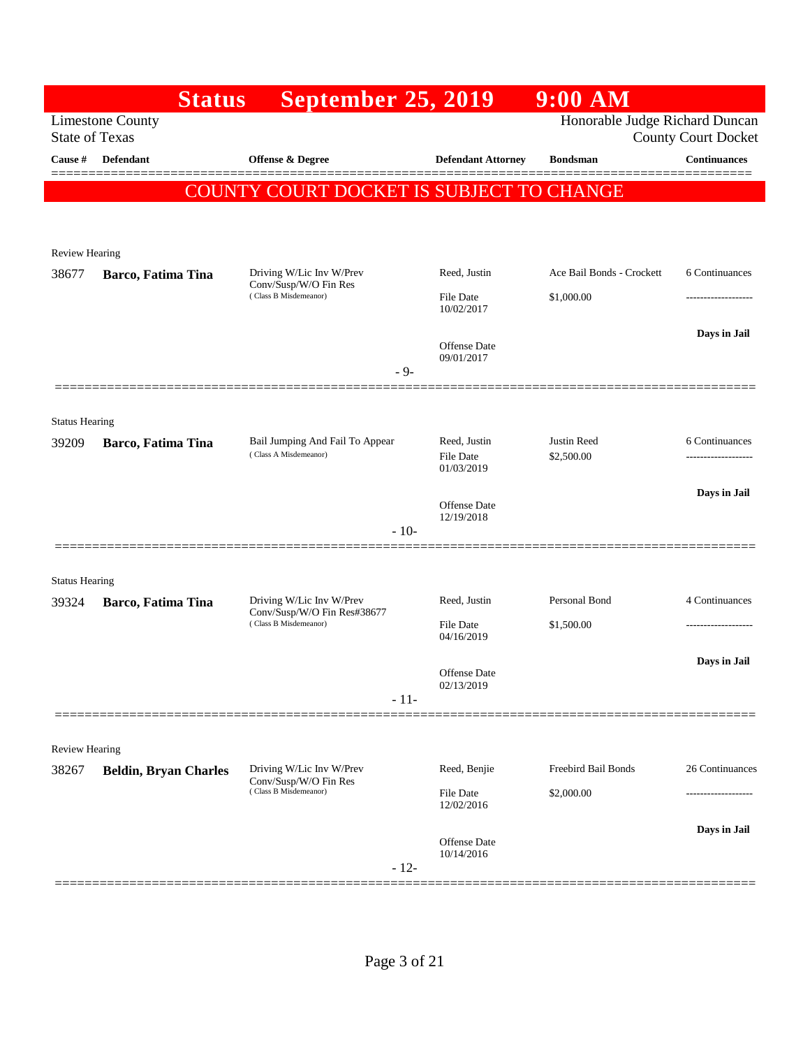# Status September 25, 2019 9:00 AM

Limestone County
State of Texas

Honorable Judge Richard Duncan
County Court Docket

| Cause # | Defendant | Offense & Degree | Defendant Attorney | Bondsman | Continuances |
|---|---|---|---|---|---|

## COUNTY COURT DOCKET IS SUBJECT TO CHANGE

Review Hearing

| Cause # | Defendant | Offense & Degree | Defendant Attorney | Bondsman | Continuances |
|---|---|---|---|---|---|
| 38677 | **Barco, Fatima Tina** | Driving W/Lic Inv W/Prev Conv/Susp/W/O Fin Res (Class B Misdemeanor) | Reed, Justin | Ace Bail Bonds - Crockett | 6 Continuances |
| | | | File Date 10/02/2017 | $1,000.00 | ------------------- |
| | | | Offense Date 09/01/2017 | | **Days in Jail** |

- 9-

Status Hearing

| Cause # | Defendant | Offense & Degree | Defendant Attorney | Bondsman | Continuances |
|---|---|---|---|---|---|
| 39209 | **Barco, Fatima Tina** | Bail Jumping And Fail To Appear (Class A Misdemeanor) | Reed, Justin | Justin Reed | 6 Continuances |
| | | | File Date 01/03/2019 | $2,500.00 | ------------------- |
| | | | Offense Date 12/19/2018 | | **Days in Jail** |

- 10-

Status Hearing

| Cause # | Defendant | Offense & Degree | Defendant Attorney | Bondsman | Continuances |
|---|---|---|---|---|---|
| 39324 | **Barco, Fatima Tina** | Driving W/Lic Inv W/Prev Conv/Susp/W/O Fin Res#38677 (Class B Misdemeanor) | Reed, Justin | Personal Bond | 4 Continuances |
| | | | File Date 04/16/2019 | $1,500.00 | ------------------- |
| | | | Offense Date 02/13/2019 | | **Days in Jail** |

- 11-

Review Hearing

| Cause # | Defendant | Offense & Degree | Defendant Attorney | Bondsman | Continuances |
|---|---|---|---|---|---|
| 38267 | **Beldin, Bryan Charles** | Driving W/Lic Inv W/Prev Conv/Susp/W/O Fin Res (Class B Misdemeanor) | Reed, Benjie | Freebird Bail Bonds | 26 Continuances |
| | | | File Date 12/02/2016 | $2,000.00 | ------------------- |
| | | | Offense Date 10/14/2016 | | **Days in Jail** |

- 12-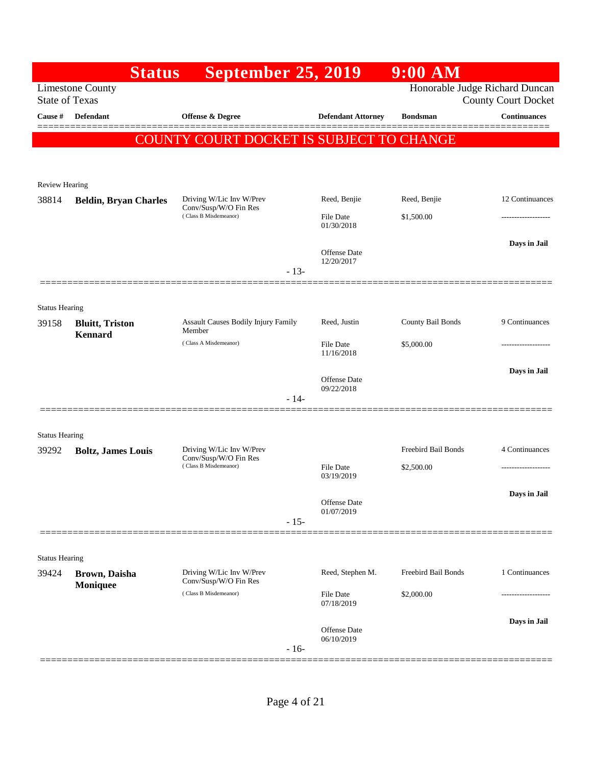# Status September 25, 2019 9:00 AM

Limestone County
State of Texas

Honorable Judge Richard Duncan
County Court Docket

| Cause # | Defendant | Offense & Degree | Defendant Attorney | Bondsman | Continuances |
|---|---|---|---|---|---|

## COUNTY COURT DOCKET IS SUBJECT TO CHANGE

Review Hearing

| Cause # | Defendant | Offense & Degree | Defendant Attorney | Bondsman | Continuances |
|---|---|---|---|---|---|
| 38814 | **Beldin, Bryan Charles** | Driving W/Lic Inv W/Prev Conv/Susp/W/O Fin Res (Class B Misdemeanor) | Reed, Benjie | Reed, Benjie | 12 Continuances |
| | | | File Date 01/30/2018 | $1,500.00 | ------------------- |
| | | | Offense Date 12/20/2017 | | **Days in Jail** |

- 13-

Status Hearing

| Cause # | Defendant | Offense & Degree | Defendant Attorney | Bondsman | Continuances |
|---|---|---|---|---|---|
| 39158 | **Bluitt, Triston Kennard** | Assault Causes Bodily Injury Family Member (Class A Misdemeanor) | Reed, Justin | County Bail Bonds | 9 Continuances |
| | | | File Date 11/16/2018 | $5,000.00 | ------------------- |
| | | | Offense Date 09/22/2018 | | **Days in Jail** |

- 14-

Status Hearing

| Cause # | Defendant | Offense & Degree | Defendant Attorney | Bondsman | Continuances |
|---|---|---|---|---|---|
| 39292 | **Boltz, James Louis** | Driving W/Lic Inv W/Prev Conv/Susp/W/O Fin Res (Class B Misdemeanor) | | Freebird Bail Bonds | 4 Continuances |
| | | | File Date 03/19/2019 | $2,500.00 | ------------------- |
| | | | Offense Date 01/07/2019 | | **Days in Jail** |

- 15-

Status Hearing

| Cause # | Defendant | Offense & Degree | Defendant Attorney | Bondsman | Continuances |
|---|---|---|---|---|---|
| 39424 | **Brown, Daisha Moniquee** | Driving W/Lic Inv W/Prev Conv/Susp/W/O Fin Res (Class B Misdemeanor) | Reed, Stephen M. | Freebird Bail Bonds | 1 Continuances |
| | | | File Date 07/18/2019 | $2,000.00 | ------------------- |
| | | | Offense Date 06/10/2019 | | **Days in Jail** |

- 16-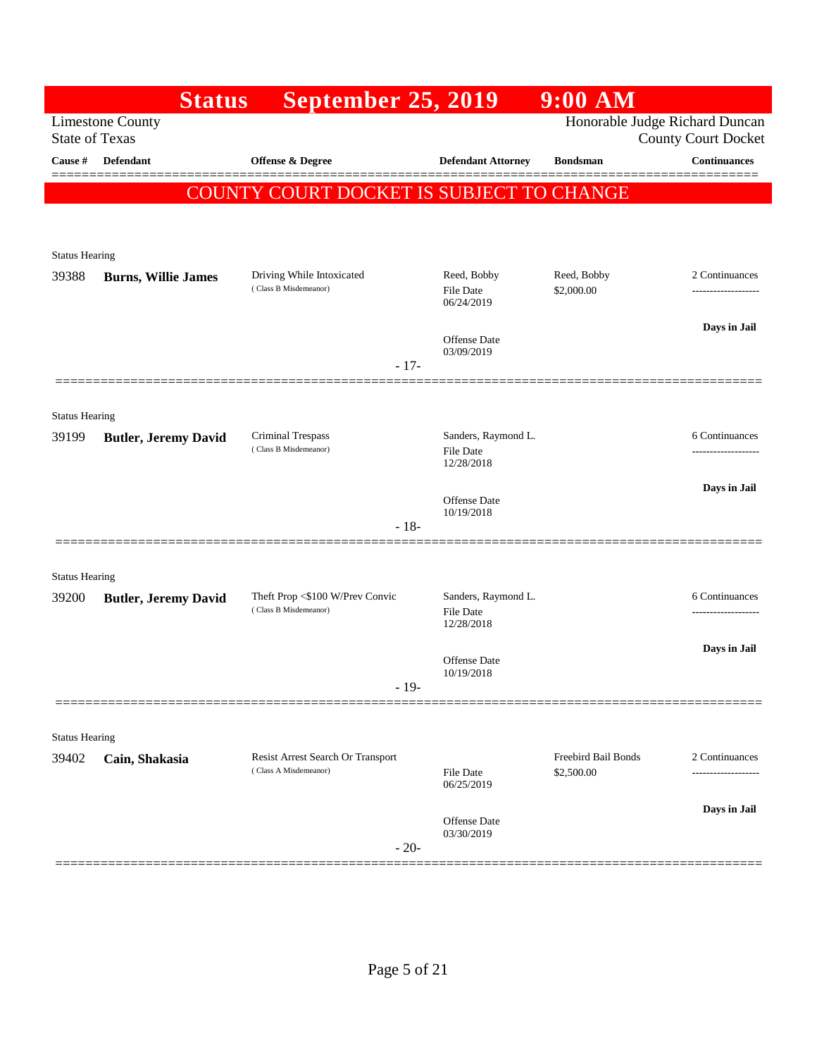# Status September 25, 2019 9:00 AM

Limestone County
State of Texas

Honorable Judge Richard Duncan
County Court Docket

| Cause # | Defendant | Offense & Degree | Defendant Attorney | Bondsman | Continuances |
|---|---|---|---|---|---|

## COUNTY COURT DOCKET IS SUBJECT TO CHANGE

Status Hearing

| Cause # | Defendant | Offense & Degree | Defendant Attorney | Bondsman | Continuances |
|---|---|---|---|---|---|
| 39388 | **Burns, Willie James** | Driving While Intoxicated (Class B Misdemeanor) | Reed, Bobby<br>File Date 06/24/2019<br>Offense Date 03/09/2019 | Reed, Bobby<br>$2,000.00 | 2 Continuances<br>-------------------<br>**Days in Jail** |

- 17-

Status Hearing

| Cause # | Defendant | Offense & Degree | Defendant Attorney | Bondsman | Continuances |
|---|---|---|---|---|---|
| 39199 | **Butler, Jeremy David** | Criminal Trespass (Class B Misdemeanor) | Sanders, Raymond L.<br>File Date 12/28/2018<br>Offense Date 10/19/2018 | | 6 Continuances<br>-------------------<br>**Days in Jail** |

- 18-

Status Hearing

| Cause # | Defendant | Offense & Degree | Defendant Attorney | Bondsman | Continuances |
|---|---|---|---|---|---|
| 39200 | **Butler, Jeremy David** | Theft Prop <$100 W/Prev Convic (Class B Misdemeanor) | Sanders, Raymond L.<br>File Date 12/28/2018<br>Offense Date 10/19/2018 | | 6 Continuances<br>-------------------<br>**Days in Jail** |

- 19-

Status Hearing

| Cause # | Defendant | Offense & Degree | Defendant Attorney | Bondsman | Continuances |
|---|---|---|---|---|---|
| 39402 | **Cain, Shakasia** | Resist Arrest Search Or Transport (Class A Misdemeanor) | File Date 06/25/2019<br>Offense Date 03/30/2019 | Freebird Bail Bonds<br>$2,500.00 | 2 Continuances<br>-------------------<br>**Days in Jail** |

- 20-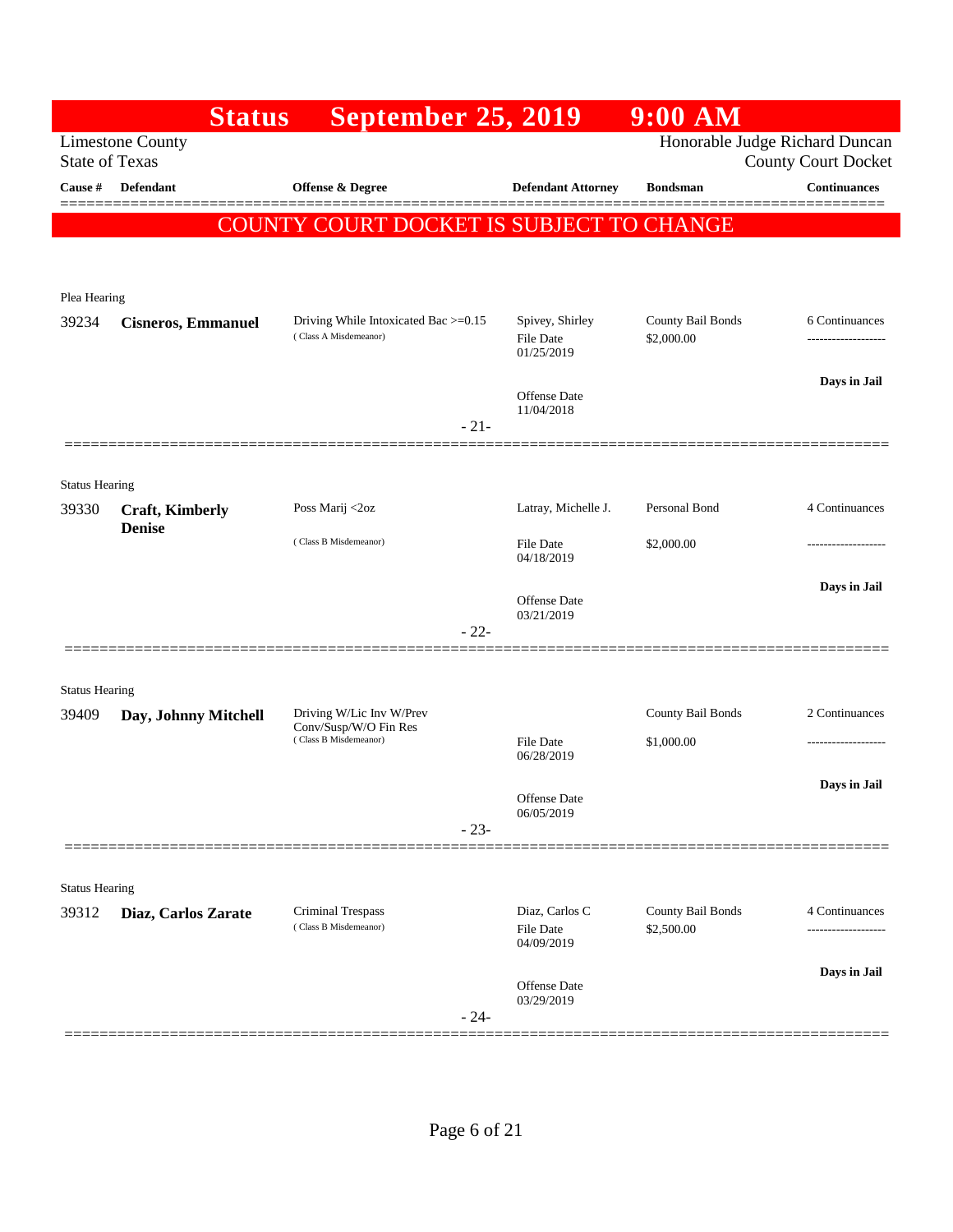# Status September 25, 2019 9:00 AM

Limestone County
State of Texas

Honorable Judge Richard Duncan
County Court Docket

| Cause # | Defendant | Offense & Degree | Defendant Attorney | Bondsman | Continuances |
|---|---|---|---|---|---|

**COUNTY COURT DOCKET IS SUBJECT TO CHANGE**

Plea Hearing

| Cause # | Defendant | Offense & Degree | Defendant Attorney | Bondsman | Continuances |
|---|---|---|---|---|---|
| 39234 | **Cisneros, Emmanuel** | Driving While Intoxicated Bac >=0.15 (Class A Misdemeanor) | Spivey, Shirley<br>File Date 01/25/2019<br>Offense Date 11/04/2018 | County Bail Bonds<br>$2,000.00 | 6 Continuances<br>-------------------<br>**Days in Jail** |

- 21-

Status Hearing

| Cause # | Defendant | Offense & Degree | Defendant Attorney | Bondsman | Continuances |
|---|---|---|---|---|---|
| 39330 | **Craft, Kimberly Denise** | Poss Marij <2oz (Class B Misdemeanor) | Latray, Michelle J.<br>File Date 04/18/2019<br>Offense Date 03/21/2019 | Personal Bond<br>$2,000.00 | 4 Continuances<br>-------------------<br>**Days in Jail** |

- 22-

Status Hearing

| Cause # | Defendant | Offense & Degree | Defendant Attorney | Bondsman | Continuances |
|---|---|---|---|---|---|
| 39409 | **Day, Johnny Mitchell** | Driving W/Lic Inv W/Prev Conv/Susp/W/O Fin Res (Class B Misdemeanor) | File Date 06/28/2019<br>Offense Date 06/05/2019 | County Bail Bonds<br>$1,000.00 | 2 Continuances<br>-------------------<br>**Days in Jail** |

- 23-

Status Hearing

| Cause # | Defendant | Offense & Degree | Defendant Attorney | Bondsman | Continuances |
|---|---|---|---|---|---|
| 39312 | **Diaz, Carlos Zarate** | Criminal Trespass (Class B Misdemeanor) | Diaz, Carlos C<br>File Date 04/09/2019<br>Offense Date 03/29/2019 | County Bail Bonds<br>$2,500.00 | 4 Continuances<br>-------------------<br>**Days in Jail** |

- 24-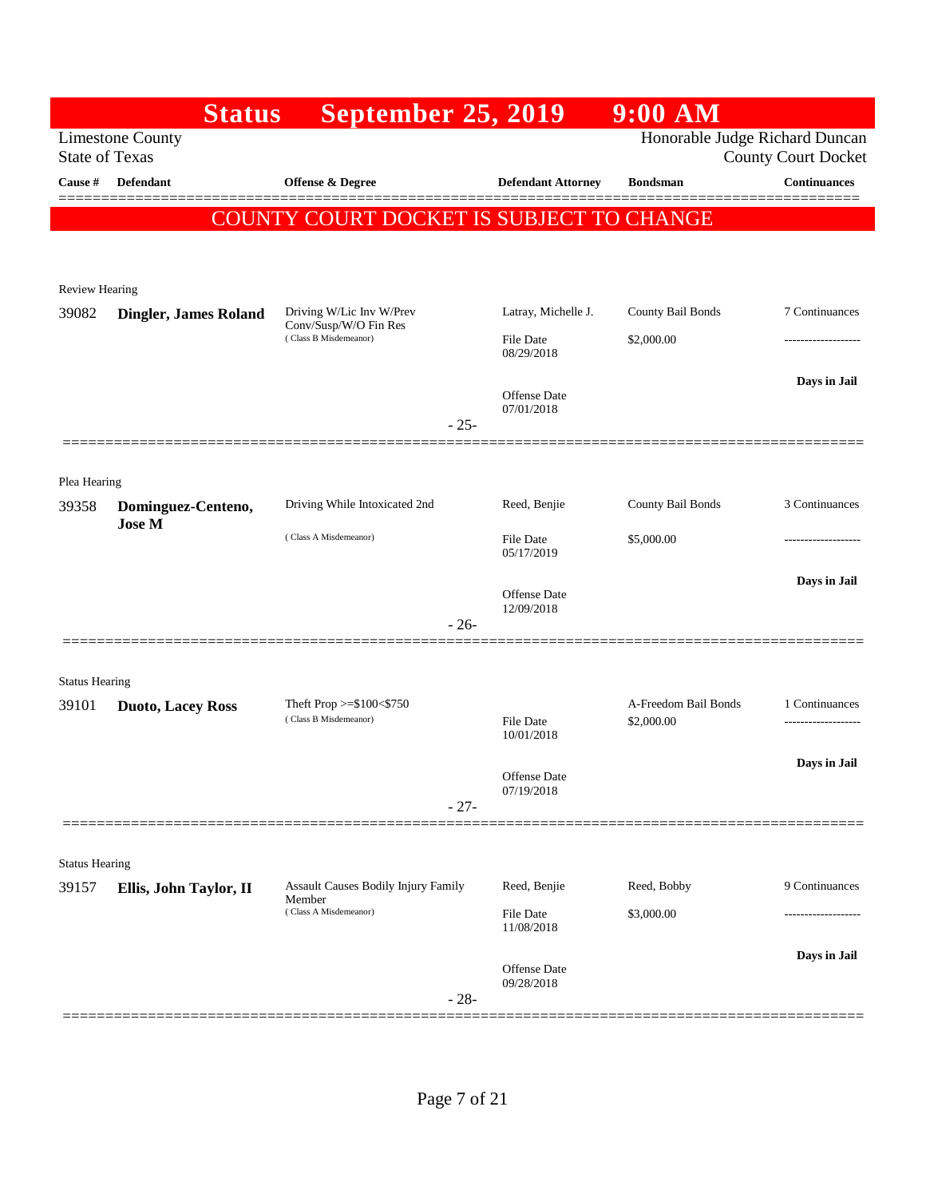# Status September 25, 2019 9:00 AM

Limestone County
State of Texas

Honorable Judge Richard Duncan
County Court Docket

**COUNTY COURT DOCKET IS SUBJECT TO CHANGE**

| Cause # | Defendant | Offense & Degree | Defendant Attorney | Bondsman | Continuances |
|---|---|---|---|---|---|
| Review Hearing | | | | | |
| 39082 | **Dingler, James Roland** | Driving W/Lic Inv W/Prev Conv/Susp/W/O Fin Res (Class B Misdemeanor) | Latray, Michelle J. | County Bail Bonds | 7 Continuances |
| | | | File Date 08/29/2018 | $2,000.00 | ------------------- |
| | | | Offense Date 07/01/2018 | | **Days in Jail** |
| | | - 25- | | | |
| Plea Hearing | | | | | |
| 39358 | **Dominguez-Centeno, Jose M** | Driving While Intoxicated 2nd (Class A Misdemeanor) | Reed, Benjie | County Bail Bonds | 3 Continuances |
| | | | File Date 05/17/2019 | $5,000.00 | ------------------- |
| | | | Offense Date 12/09/2018 | | **Days in Jail** |
| | | - 26- | | | |
| Status Hearing | | | | | |
| 39101 | **Duoto, Lacey Ross** | Theft Prop >=$100<$750 (Class B Misdemeanor) | | A-Freedom Bail Bonds | 1 Continuances |
| | | | File Date 10/01/2018 | $2,000.00 | ------------------- |
| | | | Offense Date 07/19/2018 | | **Days in Jail** |
| | | - 27- | | | |
| Status Hearing | | | | | |
| 39157 | **Ellis, John Taylor, II** | Assault Causes Bodily Injury Family Member (Class A Misdemeanor) | Reed, Benjie | Reed, Bobby | 9 Continuances |
| | | | File Date 11/08/2018 | $3,000.00 | ------------------- |
| | | | Offense Date 09/28/2018 | | **Days in Jail** |
| | | - 28- | | | |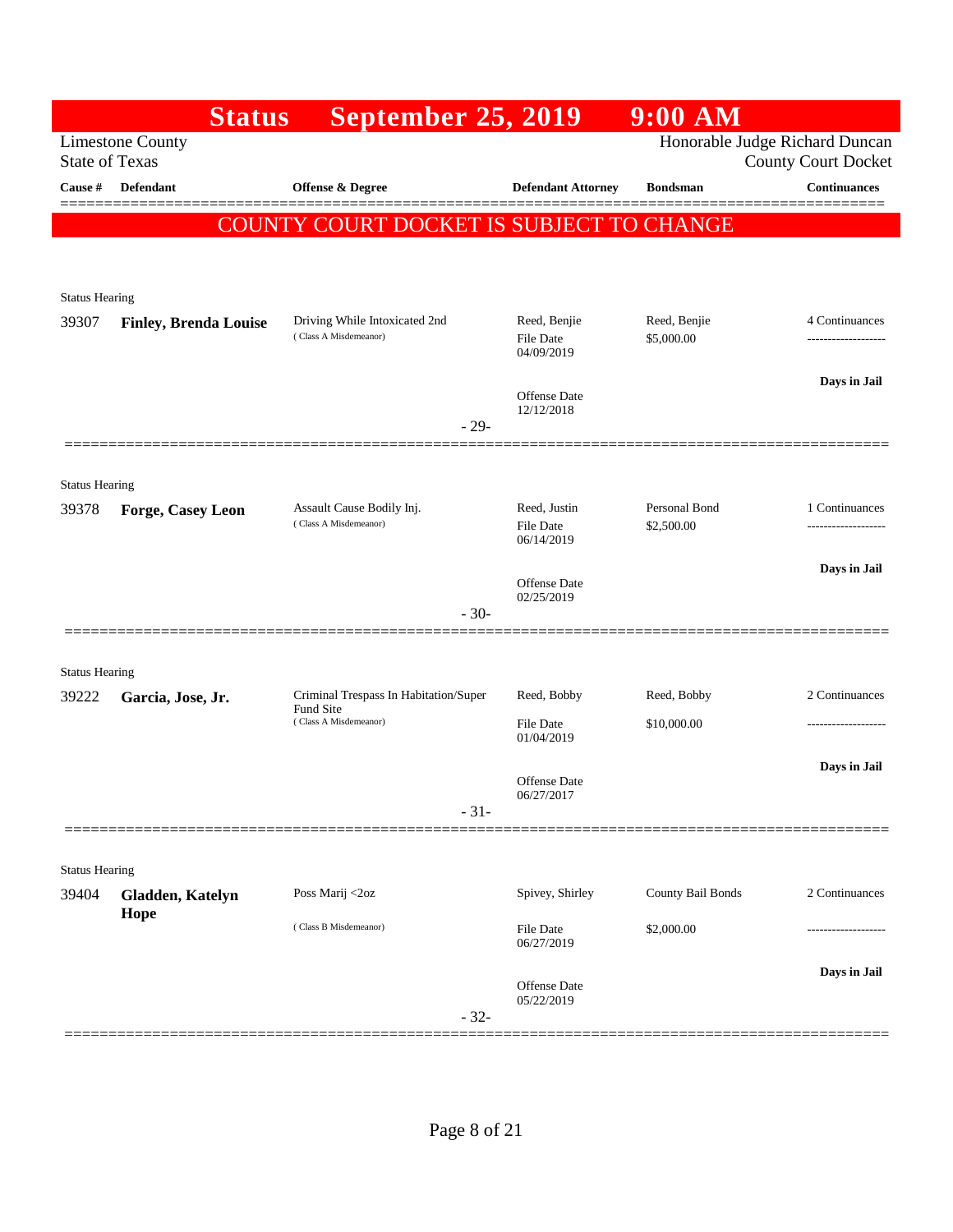# Status September 25, 2019 9:00 AM

Limestone County
State of Texas

Honorable Judge Richard Duncan
County Court Docket

## COUNTY COURT DOCKET IS SUBJECT TO CHANGE

| Cause # | Defendant | Offense & Degree | Defendant Attorney | Bondsman | Continuances |
|---|---|---|---|---|---|
| Status Hearing | | | | | |
| 39307 | **Finley, Brenda Louise** | Driving While Intoxicated 2nd (Class A Misdemeanor) | Reed, Benjie<br>File Date 04/09/2019<br>Offense Date 12/12/2018 | Reed, Benjie<br>$5,000.00 | 4 Continuances<br>-------------------<br>**Days in Jail** |
| | | - 29- | | | |
| Status Hearing | | | | | |
| 39378 | **Forge, Casey Leon** | Assault Cause Bodily Inj. (Class A Misdemeanor) | Reed, Justin<br>File Date 06/14/2019<br>Offense Date 02/25/2019 | Personal Bond<br>$2,500.00 | 1 Continuances<br>-------------------<br>**Days in Jail** |
| | | - 30- | | | |
| Status Hearing | | | | | |
| 39222 | **Garcia, Jose, Jr.** | Criminal Trespass In Habitation/Super Fund Site (Class A Misdemeanor) | Reed, Bobby<br>File Date 01/04/2019<br>Offense Date 06/27/2017 | Reed, Bobby<br>$10,000.00 | 2 Continuances<br>-------------------<br>**Days in Jail** |
| | | - 31- | | | |
| Status Hearing | | | | | |
| 39404 | **Gladden, Katelyn Hope** | Poss Marij <2oz (Class B Misdemeanor) | Spivey, Shirley<br>File Date 06/27/2019<br>Offense Date 05/22/2019 | County Bail Bonds<br>$2,000.00 | 2 Continuances<br>-------------------<br>**Days in Jail** |
| | | - 32- | | | |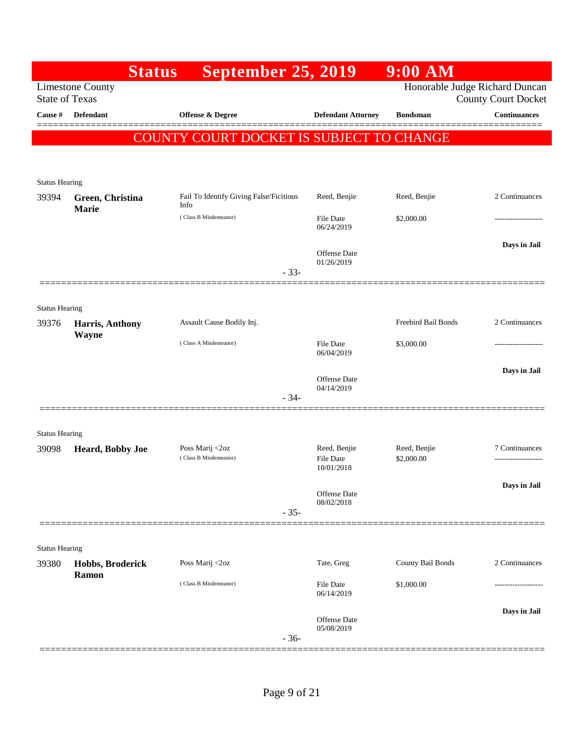# Status September 25, 2019 9:00 AM

Limestone County
State of Texas

Honorable Judge Richard Duncan
County Court Docket

**COUNTY COURT DOCKET IS SUBJECT TO CHANGE**

| Cause # | Defendant | Offense & Degree | Defendant Attorney | Bondsman | Continuances |
|---|---|---|---|---|---|
| Status Hearing | | | | | |
| 39394 | **Green, Christina Marie** | Fail To Identify Giving False/Ficitious Info (Class B Misdemeanor) | Reed, Benjie<br>File Date 06/24/2019<br>Offense Date 01/26/2019 | Reed, Benjie<br>$2,000.00 | 2 Continuances<br>-------------------<br>**Days in Jail** |
| | | - 33- | | | |
| Status Hearing | | | | | |
| 39376 | **Harris, Anthony Wayne** | Assault Cause Bodily Inj. (Class A Misdemeanor) | File Date 06/04/2019<br>Offense Date 04/14/2019 | Freebird Bail Bonds<br>$3,000.00 | 2 Continuances<br>-------------------<br>**Days in Jail** |
| | | - 34- | | | |
| Status Hearing | | | | | |
| 39098 | **Heard, Bobby Joe** | Poss Marij <2oz (Class B Misdemeanor) | Reed, Benjie<br>File Date 10/01/2018<br>Offense Date 08/02/2018 | Reed, Benjie<br>$2,000.00 | 7 Continuances<br>-------------------<br>**Days in Jail** |
| | | - 35- | | | |
| Status Hearing | | | | | |
| 39380 | **Hobbs, Broderick Ramon** | Poss Marij <2oz (Class B Misdemeanor) | Tate, Greg<br>File Date 06/14/2019<br>Offense Date 05/08/2019 | County Bail Bonds<br>$1,000.00 | 2 Continuances<br>-------------------<br>**Days in Jail** |
| | | - 36- | | | |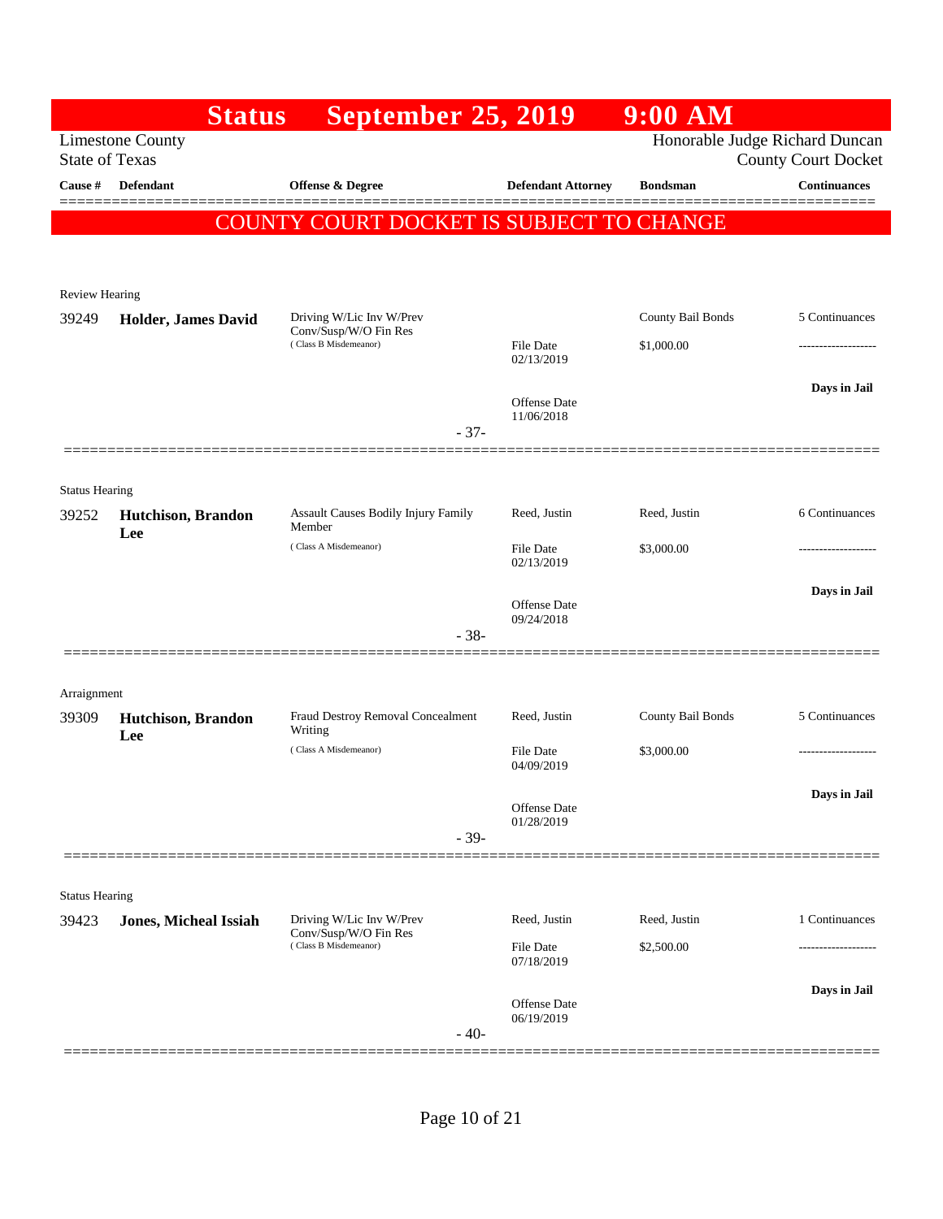# Status September 25, 2019 9:00 AM

Limestone County
State of Texas

Honorable Judge Richard Duncan
County Court Docket

| Cause # | Defendant | Offense & Degree | Defendant Attorney | Bondsman | Continuances |
|---|---|---|---|---|---|

## COUNTY COURT DOCKET IS SUBJECT TO CHANGE

Review Hearing

| Cause # | Defendant | Offense & Degree | Defendant Attorney | Bondsman | Continuances |
|---|---|---|---|---|---|
| 39249 | **Holder, James David** | Driving W/Lic Inv W/Prev Conv/Susp/W/O Fin Res (Class B Misdemeanor) | | County Bail Bonds | 5 Continuances |
| | | | File Date 02/13/2019 | $1,000.00 | ------------------- |
| | | | | | **Days in Jail** |
| | | | Offense Date 11/06/2018 | | |

- 37-

Status Hearing

| Cause # | Defendant | Offense & Degree | Defendant Attorney | Bondsman | Continuances |
|---|---|---|---|---|---|
| 39252 | **Hutchison, Brandon Lee** | Assault Causes Bodily Injury Family Member (Class A Misdemeanor) | Reed, Justin | Reed, Justin | 6 Continuances |
| | | | File Date 02/13/2019 | $3,000.00 | ------------------- |
| | | | | | **Days in Jail** |
| | | | Offense Date 09/24/2018 | | |

- 38-

Arraignment

| Cause # | Defendant | Offense & Degree | Defendant Attorney | Bondsman | Continuances |
|---|---|---|---|---|---|
| 39309 | **Hutchison, Brandon Lee** | Fraud Destroy Removal Concealment Writing (Class A Misdemeanor) | Reed, Justin | County Bail Bonds | 5 Continuances |
| | | | File Date 04/09/2019 | $3,000.00 | ------------------- |
| | | | | | **Days in Jail** |
| | | | Offense Date 01/28/2019 | | |

- 39-

Status Hearing

| Cause # | Defendant | Offense & Degree | Defendant Attorney | Bondsman | Continuances |
|---|---|---|---|---|---|
| 39423 | **Jones, Micheal Issiah** | Driving W/Lic Inv W/Prev Conv/Susp/W/O Fin Res (Class B Misdemeanor) | Reed, Justin | Reed, Justin | 1 Continuances |
| | | | File Date 07/18/2019 | $2,500.00 | ------------------- |
| | | | | | **Days in Jail** |
| | | | Offense Date 06/19/2019 | | |

- 40-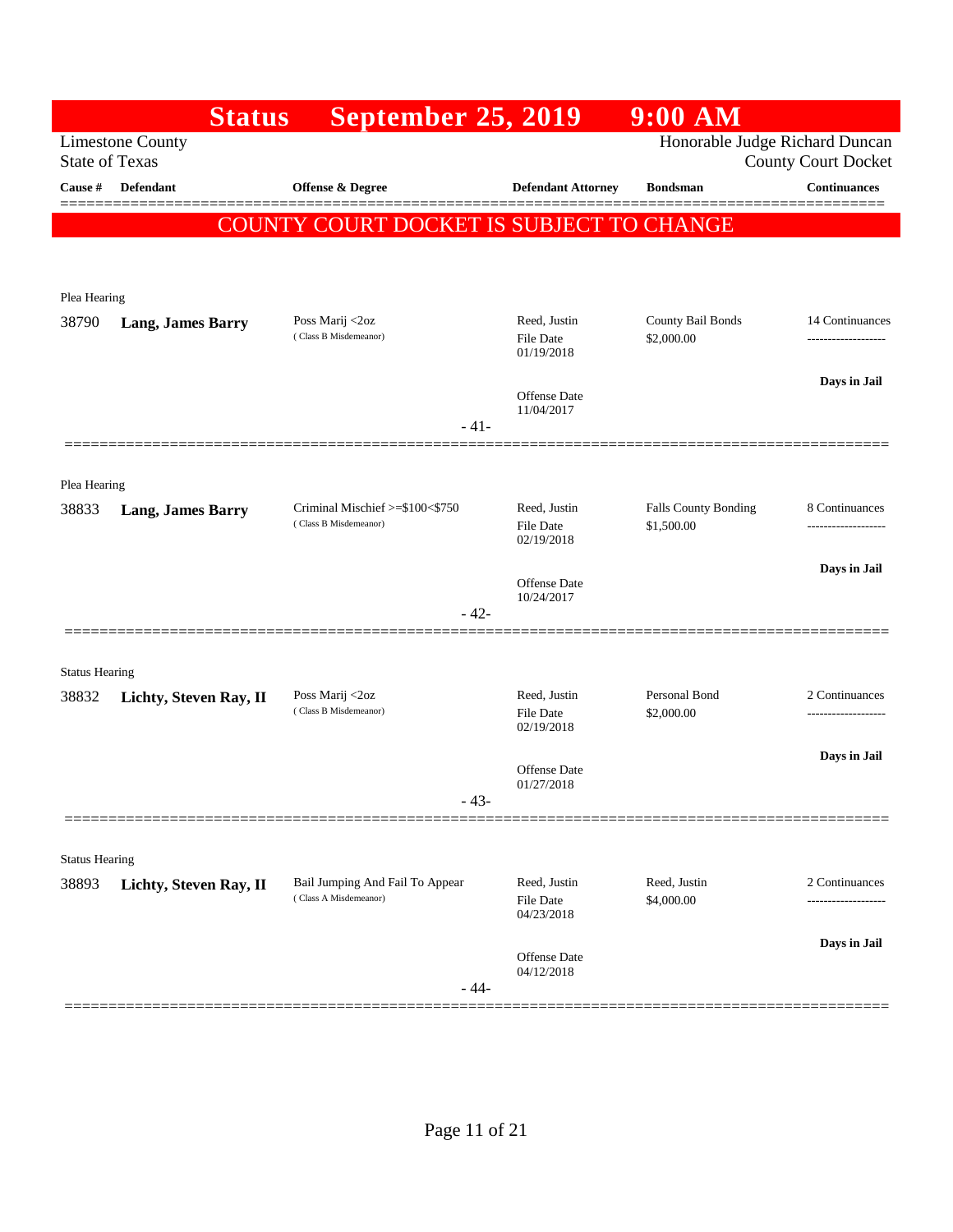# Status September 25, 2019 9:00 AM

Limestone County
State of Texas

Honorable Judge Richard Duncan
County Court Docket

| Cause # | Defendant | Offense & Degree | Defendant Attorney | Bondsman | Continuances |
|---|---|---|---|---|---|

**COUNTY COURT DOCKET IS SUBJECT TO CHANGE**

Plea Hearing

| Cause # | Defendant | Offense & Degree | Defendant Attorney | Bondsman | Continuances |
|---|---|---|---|---|---|
| 38790 | **Lang, James Barry** | Poss Marij <2oz (Class B Misdemeanor) | Reed, Justin<br>File Date 01/19/2018<br>Offense Date 11/04/2017 | County Bail Bonds<br>$2,000.00 | 14 Continuances<br>-------------------<br>**Days in Jail** |

- 41-

Plea Hearing

| Cause # | Defendant | Offense & Degree | Defendant Attorney | Bondsman | Continuances |
|---|---|---|---|---|---|
| 38833 | **Lang, James Barry** | Criminal Mischief >=$100<$750 (Class B Misdemeanor) | Reed, Justin<br>File Date 02/19/2018<br>Offense Date 10/24/2017 | Falls County Bonding<br>$1,500.00 | 8 Continuances<br>-------------------<br>**Days in Jail** |

- 42-

Status Hearing

| Cause # | Defendant | Offense & Degree | Defendant Attorney | Bondsman | Continuances |
|---|---|---|---|---|---|
| 38832 | **Lichty, Steven Ray, II** | Poss Marij <2oz (Class B Misdemeanor) | Reed, Justin<br>File Date 02/19/2018<br>Offense Date 01/27/2018 | Personal Bond<br>$2,000.00 | 2 Continuances<br>-------------------<br>**Days in Jail** |

- 43-

Status Hearing

| Cause # | Defendant | Offense & Degree | Defendant Attorney | Bondsman | Continuances |
|---|---|---|---|---|---|
| 38893 | **Lichty, Steven Ray, II** | Bail Jumping And Fail To Appear (Class A Misdemeanor) | Reed, Justin<br>File Date 04/23/2018<br>Offense Date 04/12/2018 | Reed, Justin<br>$4,000.00 | 2 Continuances<br>-------------------<br>**Days in Jail** |

- 44-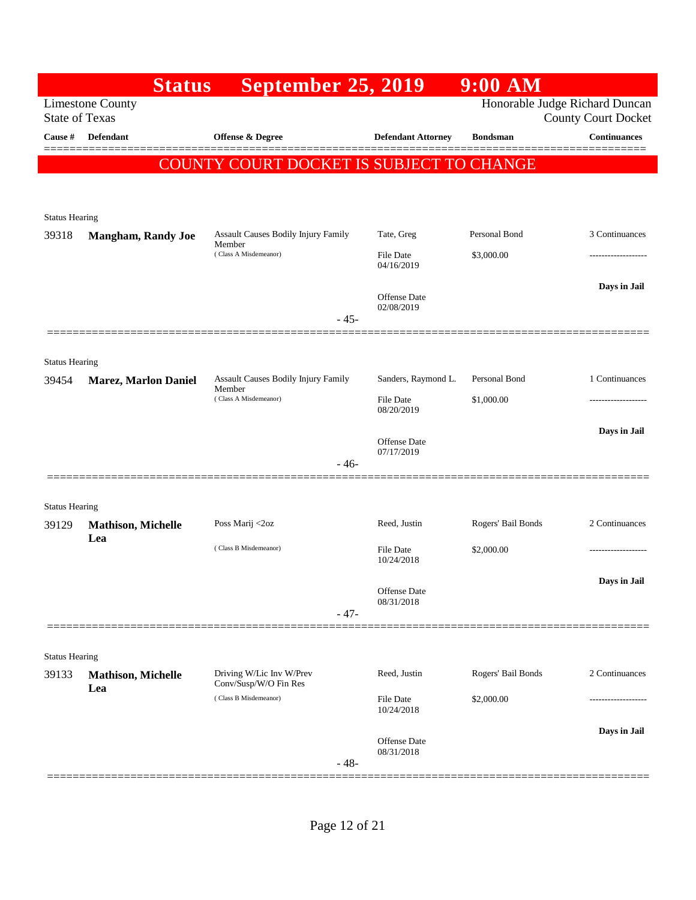# Status September 25, 2019 9:00 AM

Limestone County
State of Texas

Honorable Judge Richard Duncan
County Court Docket

**COUNTY COURT DOCKET IS SUBJECT TO CHANGE**

| Cause # | Defendant | Offense & Degree | Defendant Attorney | Bondsman | Continuances |
|---|---|---|---|---|---|
| Status Hearing | | | | | |
| 39318 | **Mangham, Randy Joe** | Assault Causes Bodily Injury Family Member (Class A Misdemeanor) | Tate, Greg<br>File Date 04/16/2019<br>Offense Date 02/08/2019 | Personal Bond<br>$3,000.00 | 3 Continuances<br>-------------------<br>**Days in Jail** |
| | | | - 45- | | |
| Status Hearing | | | | | |
| 39454 | **Marez, Marlon Daniel** | Assault Causes Bodily Injury Family Member (Class A Misdemeanor) | Sanders, Raymond L.<br>File Date 08/20/2019<br>Offense Date 07/17/2019 | Personal Bond<br>$1,000.00 | 1 Continuances<br>-------------------<br>**Days in Jail** |
| | | | - 46- | | |
| Status Hearing | | | | | |
| 39129 | **Mathison, Michelle Lea** | Poss Marij <2oz (Class B Misdemeanor) | Reed, Justin<br>File Date 10/24/2018<br>Offense Date 08/31/2018 | Rogers' Bail Bonds<br>$2,000.00 | 2 Continuances<br>-------------------<br>**Days in Jail** |
| | | | - 47- | | |
| Status Hearing | | | | | |
| 39133 | **Mathison, Michelle Lea** | Driving W/Lic Inv W/Prev Conv/Susp/W/O Fin Res (Class B Misdemeanor) | Reed, Justin<br>File Date 10/24/2018<br>Offense Date 08/31/2018 | Rogers' Bail Bonds<br>$2,000.00 | 2 Continuances<br>-------------------<br>**Days in Jail** |
| | | | - 48- | | |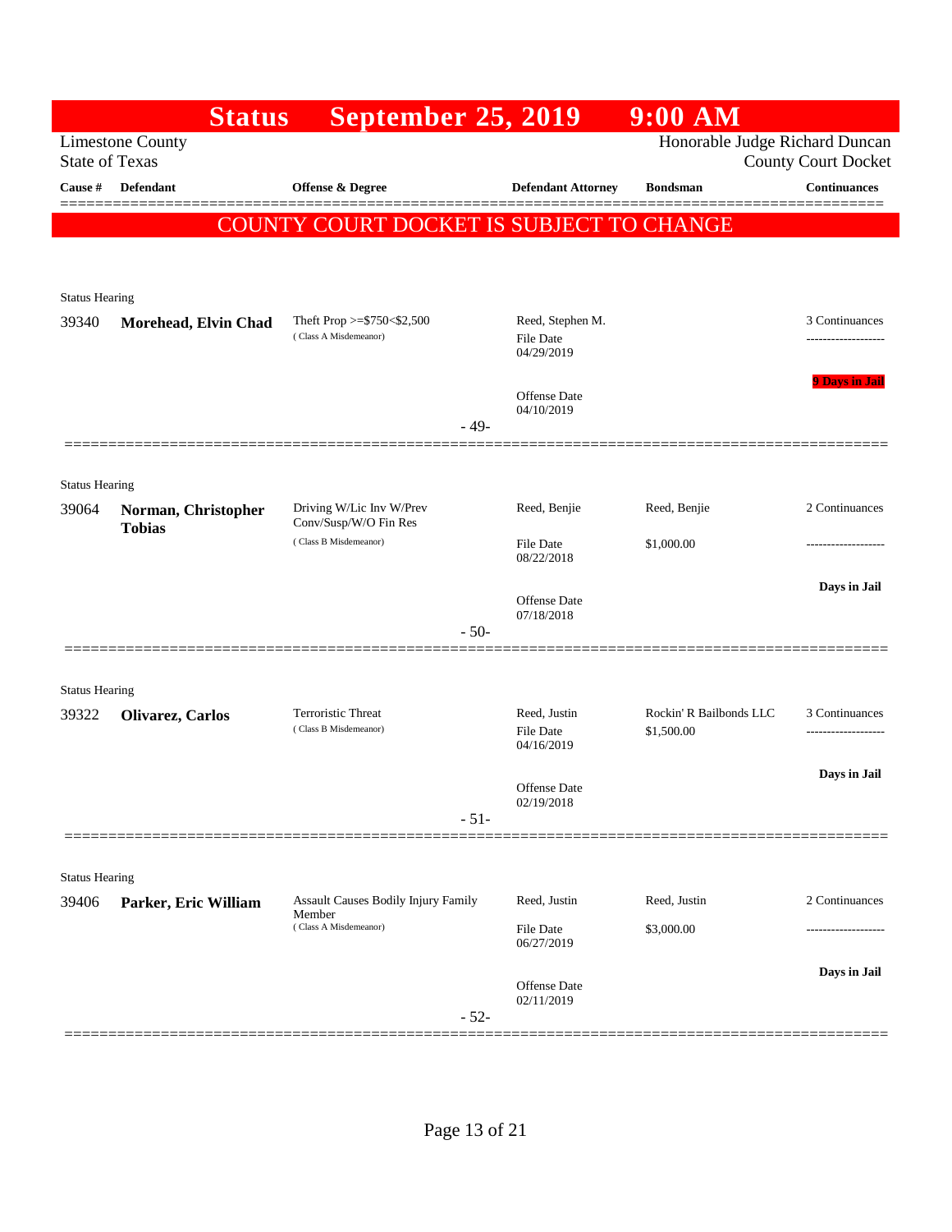# Status September 25, 2019 9:00 AM

Limestone County
State of Texas

Honorable Judge Richard Duncan
County Court Docket

**COUNTY COURT DOCKET IS SUBJECT TO CHANGE**

| Cause # | Defendant | Offense & Degree | Defendant Attorney | Bondsman | Continuances |
|---|---|---|---|---|---|
| Status Hearing | | | | | |
| 39340 | **Morehead, Elvin Chad** | Theft Prop >=$750<$2,500 (Class A Misdemeanor) | Reed, Stephen M.<br>File Date 04/29/2019<br>Offense Date 04/10/2019 | | 3 Continuances<br>9 Days in Jail |
| | | - 49- | | | |
| Status Hearing | | | | | |
| 39064 | **Norman, Christopher Tobias** | Driving W/Lic Inv W/Prev Conv/Susp/W/O Fin Res (Class B Misdemeanor) | Reed, Benjie<br>File Date 08/22/2018<br>Offense Date 07/18/2018 | Reed, Benjie<br>$1,000.00 | 2 Continuances<br>Days in Jail |
| | | - 50- | | | |
| Status Hearing | | | | | |
| 39322 | **Olivarez, Carlos** | Terroristic Threat (Class B Misdemeanor) | Reed, Justin<br>File Date 04/16/2019<br>Offense Date 02/19/2018 | Rockin' R Bailbonds LLC<br>$1,500.00 | 3 Continuances<br>Days in Jail |
| | | - 51- | | | |
| Status Hearing | | | | | |
| 39406 | **Parker, Eric William** | Assault Causes Bodily Injury Family Member (Class A Misdemeanor) | Reed, Justin<br>File Date 06/27/2019<br>Offense Date 02/11/2019 | Reed, Justin<br>$3,000.00 | 2 Continuances<br>Days in Jail |
| | | - 52- | | | |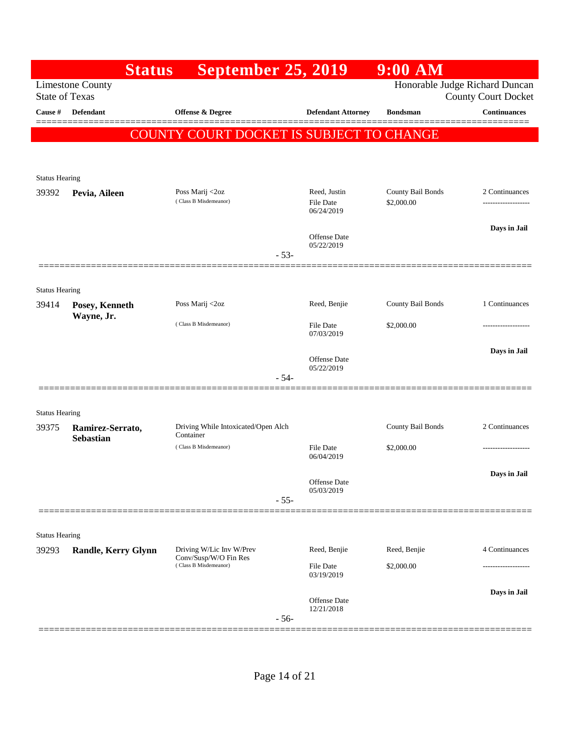# Status September 25, 2019 9:00 AM

Limestone County
State of Texas

Honorable Judge Richard Duncan
County Court Docket

| Cause # | Defendant | Offense & Degree | Defendant Attorney | Bondsman | Continuances |
|---|---|---|---|---|---|

## COUNTY COURT DOCKET IS SUBJECT TO CHANGE

Status Hearing

| Cause # | Defendant | Offense & Degree | Defendant Attorney | Bondsman | Continuances |
|---|---|---|---|---|---|
| 39392 | **Pevia, Aileen** | Poss Marij <2oz (Class B Misdemeanor) | Reed, Justin<br>File Date 06/24/2019<br>Offense Date 05/22/2019 | County Bail Bonds<br>$2,000.00 | 2 Continuances<br>-------------------<br>**Days in Jail** |

- 53-

Status Hearing

| Cause # | Defendant | Offense & Degree | Defendant Attorney | Bondsman | Continuances |
|---|---|---|---|---|---|
| 39414 | **Posey, Kenneth Wayne, Jr.** | Poss Marij <2oz (Class B Misdemeanor) | Reed, Benjie<br>File Date 07/03/2019<br>Offense Date 05/22/2019 | County Bail Bonds<br>$2,000.00 | 1 Continuances<br>-------------------<br>**Days in Jail** |

- 54-

Status Hearing

| Cause # | Defendant | Offense & Degree | Defendant Attorney | Bondsman | Continuances |
|---|---|---|---|---|---|
| 39375 | **Ramirez-Serrato, Sebastian** | Driving While Intoxicated/Open Alch Container (Class B Misdemeanor) | File Date 06/04/2019<br>Offense Date 05/03/2019 | County Bail Bonds<br>$2,000.00 | 2 Continuances<br>-------------------<br>**Days in Jail** |

- 55-

Status Hearing

| Cause # | Defendant | Offense & Degree | Defendant Attorney | Bondsman | Continuances |
|---|---|---|---|---|---|
| 39293 | **Randle, Kerry Glynn** | Driving W/Lic Inv W/Prev Conv/Susp/W/O Fin Res (Class B Misdemeanor) | Reed, Benjie<br>File Date 03/19/2019<br>Offense Date 12/21/2018 | Reed, Benjie<br>$2,000.00 | 4 Continuances<br>-------------------<br>**Days in Jail** |

- 56-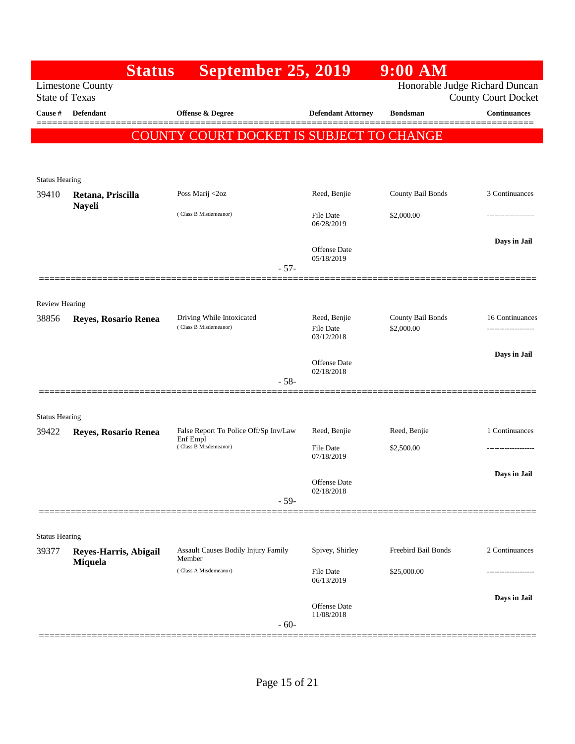# Status September 25, 2019 9:00 AM

Limestone County
State of Texas

Honorable Judge Richard Duncan
County Court Docket

| Cause # | Defendant | Offense & Degree | Defendant Attorney | Bondsman | Continuances |
|---|---|---|---|---|---|

**COUNTY COURT DOCKET IS SUBJECT TO CHANGE**

Status Hearing

| Cause # | Defendant | Offense & Degree | Defendant Attorney | Bondsman | Continuances |
|---|---|---|---|---|---|
| 39410 | **Retana, Priscilla Nayeli** | Poss Marij <2oz | Reed, Benjie | County Bail Bonds | 3 Continuances |
| | | ( Class B Misdemeanor) | File Date 06/28/2019 | $2,000.00 | ------------------- |
| | | | Offense Date 05/18/2019 | | **Days in Jail** |

- 57-

Review Hearing

| Cause # | Defendant | Offense & Degree | Defendant Attorney | Bondsman | Continuances |
|---|---|---|---|---|---|
| 38856 | **Reyes, Rosario Renea** | Driving While Intoxicated | Reed, Benjie | County Bail Bonds | 16 Continuances |
| | | ( Class B Misdemeanor) | File Date 03/12/2018 | $2,000.00 | ------------------- |
| | | | Offense Date 02/18/2018 | | **Days in Jail** |

- 58-

Status Hearing

| Cause # | Defendant | Offense & Degree | Defendant Attorney | Bondsman | Continuances |
|---|---|---|---|---|---|
| 39422 | **Reyes, Rosario Renea** | False Report To Police Off/Sp Inv/Law Enf Empl | Reed, Benjie | Reed, Benjie | 1 Continuances |
| | | ( Class B Misdemeanor) | File Date 07/18/2019 | $2,500.00 | ------------------- |
| | | | Offense Date 02/18/2018 | | **Days in Jail** |

- 59-

Status Hearing

| Cause # | Defendant | Offense & Degree | Defendant Attorney | Bondsman | Continuances |
|---|---|---|---|---|---|
| 39377 | **Reyes-Harris, Abigail Miquela** | Assault Causes Bodily Injury Family Member | Spivey, Shirley | Freebird Bail Bonds | 2 Continuances |
| | | ( Class A Misdemeanor) | File Date 06/13/2019 | $25,000.00 | ------------------- |
| | | | Offense Date 11/08/2018 | | **Days in Jail** |

- 60-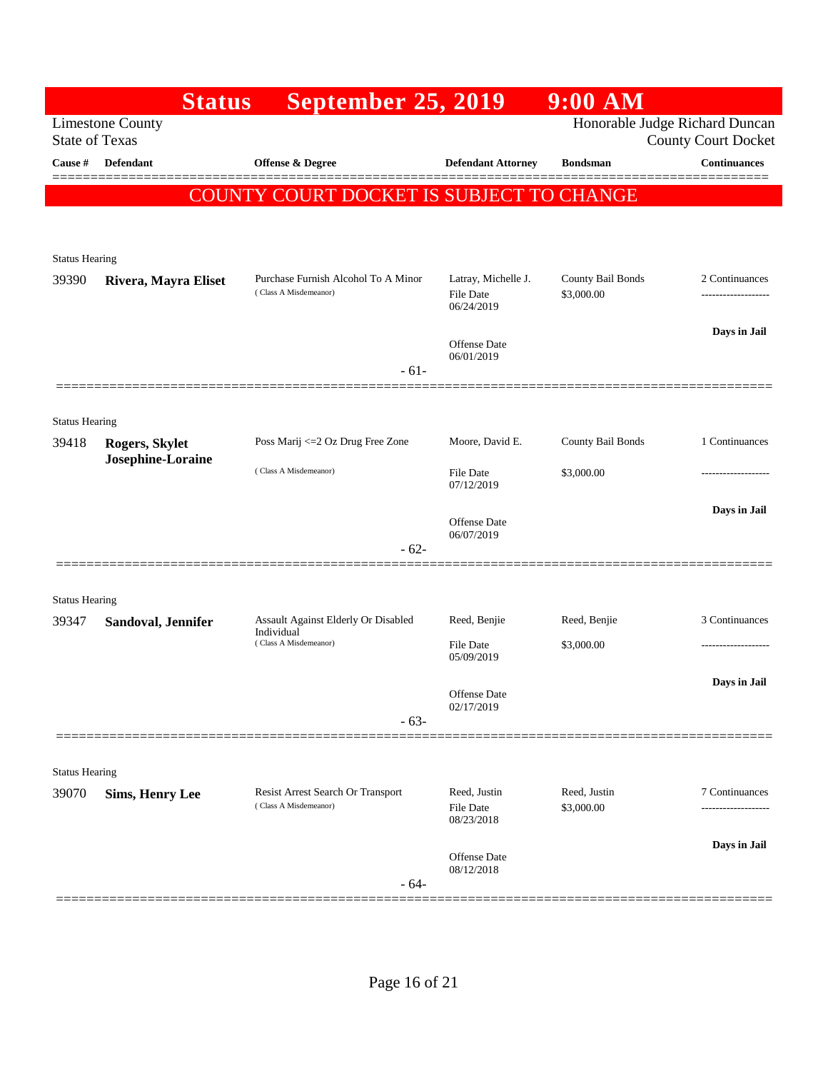# Status September 25, 2019 9:00 AM

Limestone County
State of Texas

Honorable Judge Richard Duncan
County Court Docket

| Cause # | Defendant | Offense & Degree | Defendant Attorney | Bondsman | Continuances |
|---|---|---|---|---|---|

**COUNTY COURT DOCKET IS SUBJECT TO CHANGE**

Status Hearing

| Cause # | Defendant | Offense & Degree | Defendant Attorney | Bondsman | Continuances |
|---|---|---|---|---|---|
| 39390 | **Rivera, Mayra Eliset** | Purchase Furnish Alcohol To A Minor (Class A Misdemeanor) | Latray, Michelle J. File Date 06/24/2019 Offense Date 06/01/2019 | County Bail Bonds $3,000.00 | 2 Continuances ------------------- **Days in Jail** |

- 61-

Status Hearing

| Cause # | Defendant | Offense & Degree | Defendant Attorney | Bondsman | Continuances |
|---|---|---|---|---|---|
| 39418 | **Rogers, Skylet Josephine-Loraine** | Poss Marij <=2 Oz Drug Free Zone (Class A Misdemeanor) | Moore, David E. File Date 07/12/2019 Offense Date 06/07/2019 | County Bail Bonds $3,000.00 | 1 Continuances ------------------- **Days in Jail** |

- 62-

Status Hearing

| Cause # | Defendant | Offense & Degree | Defendant Attorney | Bondsman | Continuances |
|---|---|---|---|---|---|
| 39347 | **Sandoval, Jennifer** | Assault Against Elderly Or Disabled Individual (Class A Misdemeanor) | Reed, Benjie File Date 05/09/2019 Offense Date 02/17/2019 | Reed, Benjie $3,000.00 | 3 Continuances ------------------- **Days in Jail** |

- 63-

Status Hearing

| Cause # | Defendant | Offense & Degree | Defendant Attorney | Bondsman | Continuances |
|---|---|---|---|---|---|
| 39070 | **Sims, Henry Lee** | Resist Arrest Search Or Transport (Class A Misdemeanor) | Reed, Justin File Date 08/23/2018 Offense Date 08/12/2018 | Reed, Justin $3,000.00 | 7 Continuances ------------------- **Days in Jail** |

- 64-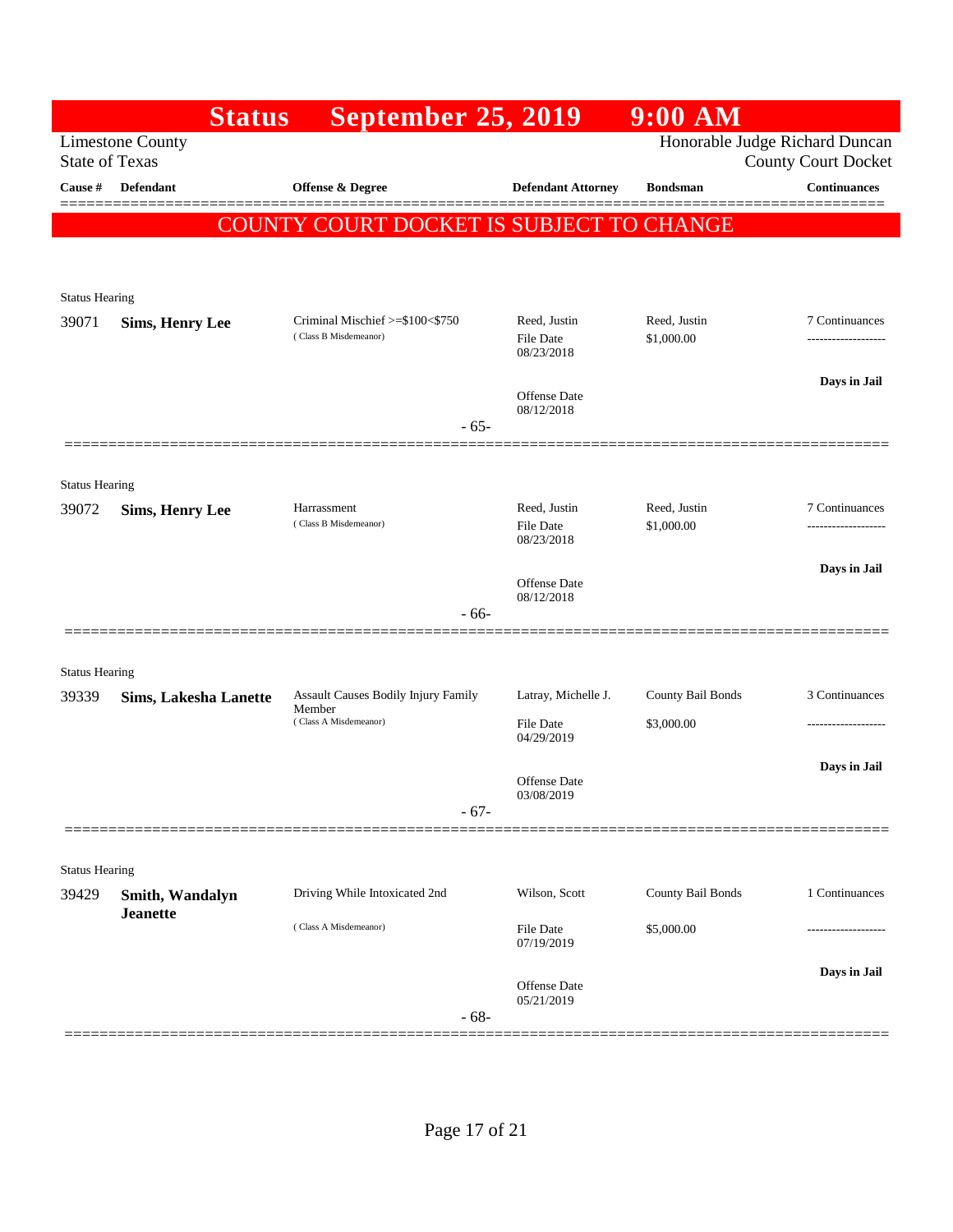# Status September 25, 2019 9:00 AM

Limestone County
State of Texas

Honorable Judge Richard Duncan
County Court Docket

| Cause # | Defendant | Offense & Degree | Defendant Attorney | Bondsman | Continuances |
|---|---|---|---|---|---|

**COUNTY COURT DOCKET IS SUBJECT TO CHANGE**

Status Hearing

| Cause # | Defendant | Offense & Degree | Defendant Attorney | Bondsman | Continuances |
|---|---|---|---|---|---|
| 39071 | **Sims, Henry Lee** | Criminal Mischief >=$100<$750 (Class B Misdemeanor) | Reed, Justin | Reed, Justin | 7 Continuances |
| | | | File Date 08/23/2018 | $1,000.00 | ------------------- |
| | | | Offense Date 08/12/2018 | | **Days in Jail** |

- 65-

Status Hearing

| Cause # | Defendant | Offense & Degree | Defendant Attorney | Bondsman | Continuances |
|---|---|---|---|---|---|
| 39072 | **Sims, Henry Lee** | Harrassment (Class B Misdemeanor) | Reed, Justin | Reed, Justin | 7 Continuances |
| | | | File Date 08/23/2018 | $1,000.00 | ------------------- |
| | | | Offense Date 08/12/2018 | | **Days in Jail** |

- 66-

Status Hearing

| Cause # | Defendant | Offense & Degree | Defendant Attorney | Bondsman | Continuances |
|---|---|---|---|---|---|
| 39339 | **Sims, Lakesha Lanette** | Assault Causes Bodily Injury Family Member (Class A Misdemeanor) | Latray, Michelle J. | County Bail Bonds | 3 Continuances |
| | | | File Date 04/29/2019 | $3,000.00 | ------------------- |
| | | | Offense Date 03/08/2019 | | **Days in Jail** |

- 67-

Status Hearing

| Cause # | Defendant | Offense & Degree | Defendant Attorney | Bondsman | Continuances |
|---|---|---|---|---|---|
| 39429 | **Smith, Wandalyn Jeanette** | Driving While Intoxicated 2nd (Class A Misdemeanor) | Wilson, Scott | County Bail Bonds | 1 Continuances |
| | | | File Date 07/19/2019 | $5,000.00 | ------------------- |
| | | | Offense Date 05/21/2019 | | **Days in Jail** |

- 68-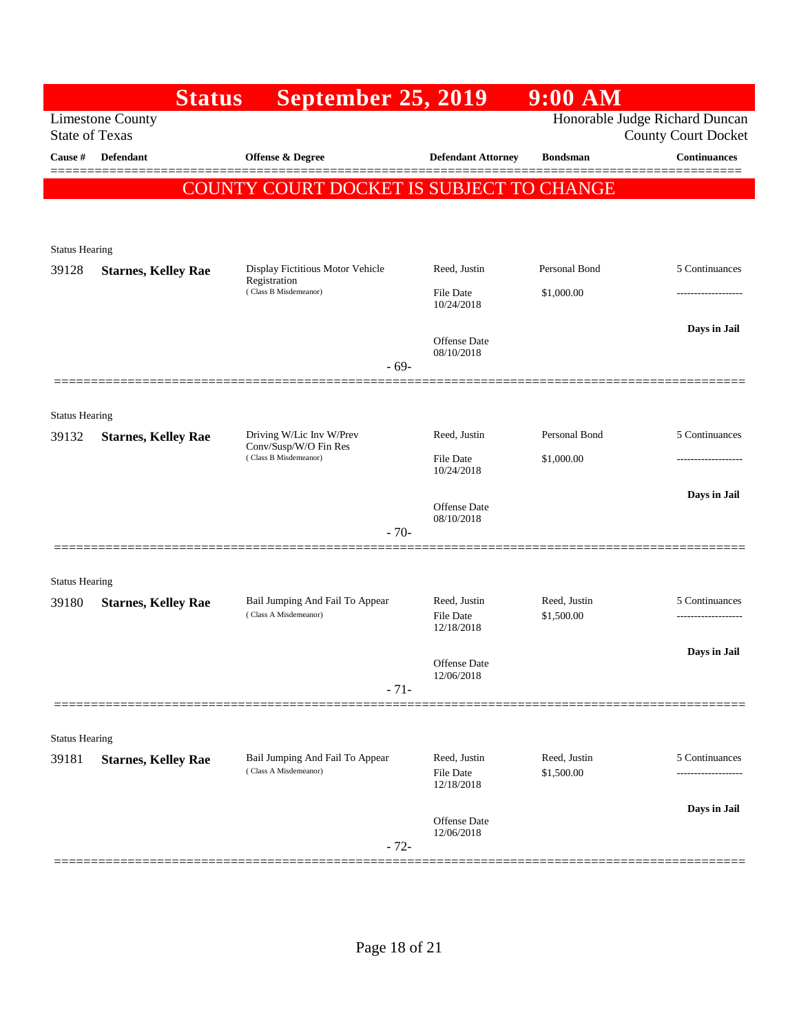# Status September 25, 2019 9:00 AM

Limestone County
State of Texas

Honorable Judge Richard Duncan
County Court Docket

**COUNTY COURT DOCKET IS SUBJECT TO CHANGE**

| Cause # | Defendant | Offense & Degree | Defendant Attorney | Bondsman | Continuances |
|---|---|---|---|---|---|
| Status Hearing | | | | | |
| 39128 | **Starnes, Kelley Rae** | Display Fictitious Motor Vehicle Registration (Class B Misdemeanor) | Reed, Justin<br>File Date 10/24/2018<br>Offense Date 08/10/2018 | Personal Bond<br>$1,000.00 | 5 Continuances<br>-------------------<br>**Days in Jail** |
| | | - 69- | | | |
| Status Hearing | | | | | |
| 39132 | **Starnes, Kelley Rae** | Driving W/Lic Inv W/Prev Conv/Susp/W/O Fin Res (Class B Misdemeanor) | Reed, Justin<br>File Date 10/24/2018<br>Offense Date 08/10/2018 | Personal Bond<br>$1,000.00 | 5 Continuances<br>-------------------<br>**Days in Jail** |
| | | - 70- | | | |
| Status Hearing | | | | | |
| 39180 | **Starnes, Kelley Rae** | Bail Jumping And Fail To Appear (Class A Misdemeanor) | Reed, Justin<br>File Date 12/18/2018<br>Offense Date 12/06/2018 | Reed, Justin<br>$1,500.00 | 5 Continuances<br>-------------------<br>**Days in Jail** |
| | | - 71- | | | |
| Status Hearing | | | | | |
| 39181 | **Starnes, Kelley Rae** | Bail Jumping And Fail To Appear (Class A Misdemeanor) | Reed, Justin<br>File Date 12/18/2018<br>Offense Date 12/06/2018 | Reed, Justin<br>$1,500.00 | 5 Continuances<br>-------------------<br>**Days in Jail** |
| | | - 72- | | | |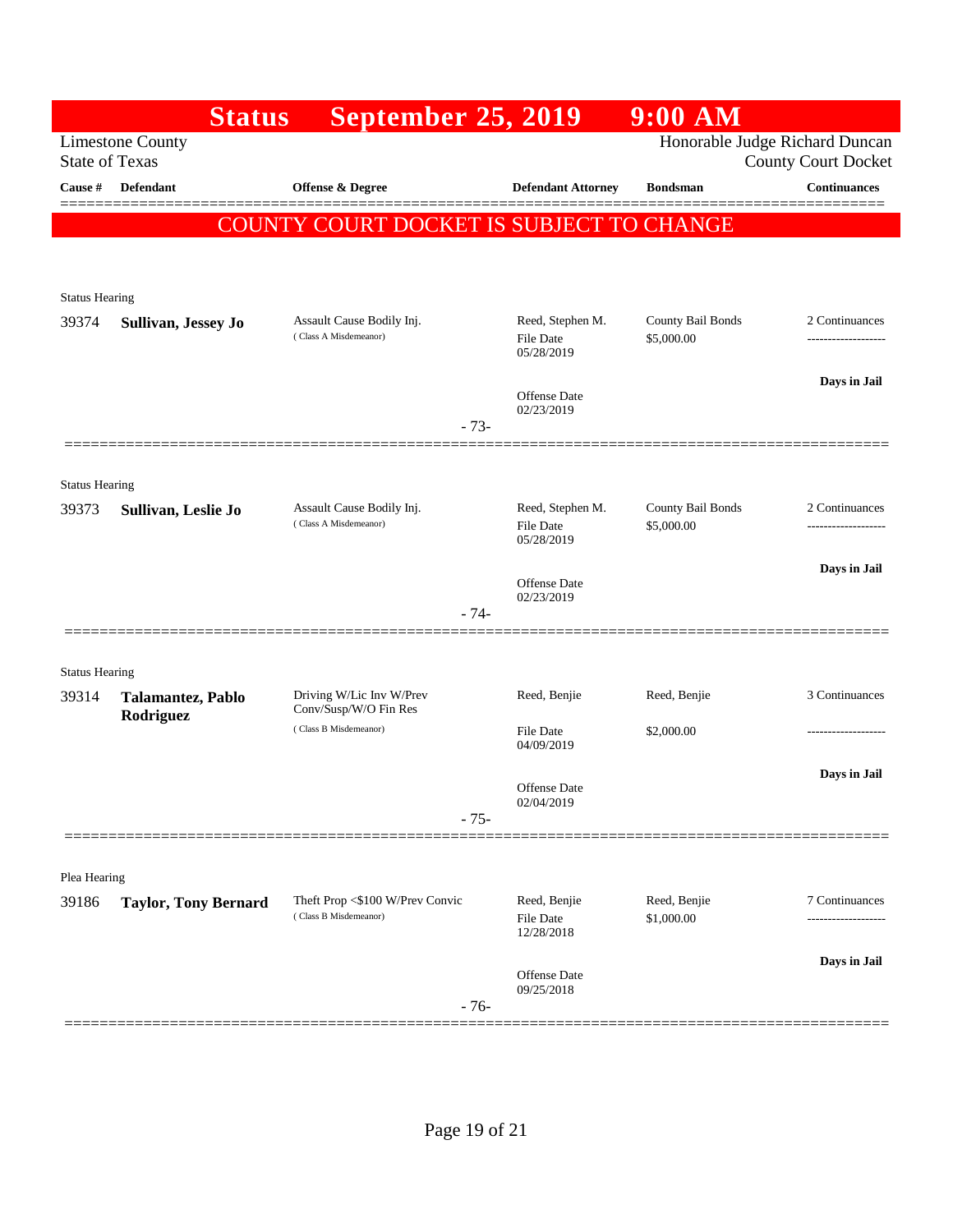# Status September 25, 2019 9:00 AM

Limestone County
State of Texas

Honorable Judge Richard Duncan
County Court Docket

| Cause # | Defendant | Offense & Degree | Defendant Attorney | Bondsman | Continuances |
|---|---|---|---|---|---|

**COUNTY COURT DOCKET IS SUBJECT TO CHANGE**

Status Hearing

| Cause # | Defendant | Offense & Degree | Defendant Attorney | Bondsman | Continuances |
|---|---|---|---|---|---|
| 39374 | **Sullivan, Jessey Jo** | Assault Cause Bodily Inj. (Class A Misdemeanor) | Reed, Stephen M. File Date 05/28/2019 Offense Date 02/23/2019 | County Bail Bonds $5,000.00 | 2 Continuances ------------------- **Days in Jail** |

- 73-

Status Hearing

| Cause # | Defendant | Offense & Degree | Defendant Attorney | Bondsman | Continuances |
|---|---|---|---|---|---|
| 39373 | **Sullivan, Leslie Jo** | Assault Cause Bodily Inj. (Class A Misdemeanor) | Reed, Stephen M. File Date 05/28/2019 Offense Date 02/23/2019 | County Bail Bonds $5,000.00 | 2 Continuances ------------------- **Days in Jail** |

- 74-

Status Hearing

| Cause # | Defendant | Offense & Degree | Defendant Attorney | Bondsman | Continuances |
|---|---|---|---|---|---|
| 39314 | **Talamantez, Pablo Rodriguez** | Driving W/Lic Inv W/Prev Conv/Susp/W/O Fin Res (Class B Misdemeanor) | Reed, Benjie File Date 04/09/2019 Offense Date 02/04/2019 | Reed, Benjie $2,000.00 | 3 Continuances ------------------- **Days in Jail** |

- 75-

Plea Hearing

| Cause # | Defendant | Offense & Degree | Defendant Attorney | Bondsman | Continuances |
|---|---|---|---|---|---|
| 39186 | **Taylor, Tony Bernard** | Theft Prop <$100 W/Prev Convic (Class B Misdemeanor) | Reed, Benjie File Date 12/28/2018 Offense Date 09/25/2018 | Reed, Benjie $1,000.00 | 7 Continuances ------------------- **Days in Jail** |

- 76-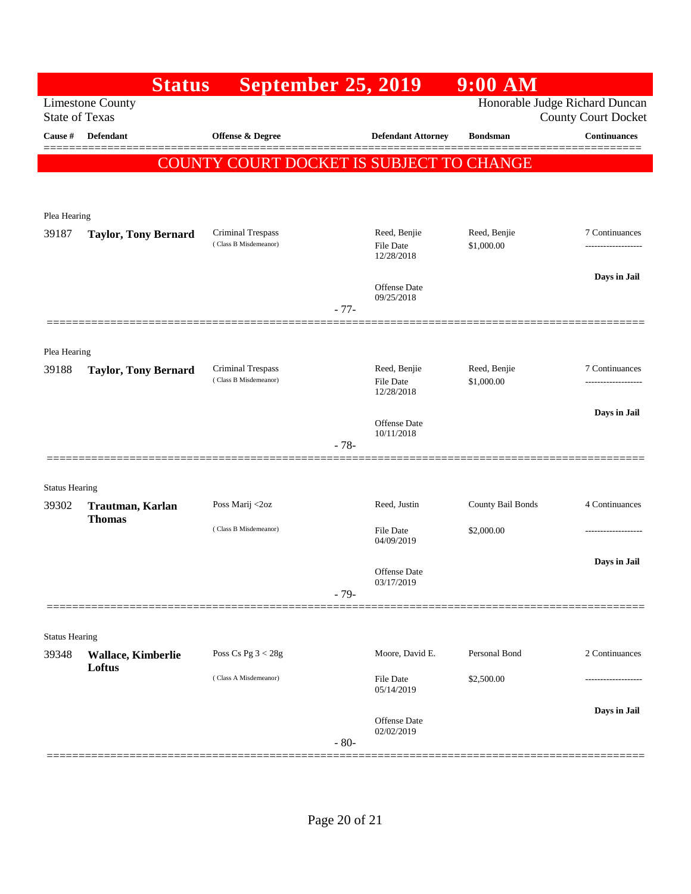# Status September 25, 2019 9:00 AM

Limestone County
State of Texas

Honorable Judge Richard Duncan
County Court Docket

| Cause # | Defendant | Offense & Degree | Defendant Attorney | Bondsman | Continuances |
|---|---|---|---|---|---|

## COUNTY COURT DOCKET IS SUBJECT TO CHANGE

Plea Hearing

| Cause # | Defendant | Offense & Degree | Defendant Attorney | Bondsman | Continuances |
|---|---|---|---|---|---|
| 39187 | **Taylor, Tony Bernard** | Criminal Trespass (Class B Misdemeanor) | Reed, Benjie<br>File Date 12/28/2018<br>Offense Date 09/25/2018 | Reed, Benjie<br>$1,000.00 | 7 Continuances<br>-------------------<br>**Days in Jail** |

- 77-

Plea Hearing

| Cause # | Defendant | Offense & Degree | Defendant Attorney | Bondsman | Continuances |
|---|---|---|---|---|---|
| 39188 | **Taylor, Tony Bernard** | Criminal Trespass (Class B Misdemeanor) | Reed, Benjie<br>File Date 12/28/2018<br>Offense Date 10/11/2018 | Reed, Benjie<br>$1,000.00 | 7 Continuances<br>-------------------<br>**Days in Jail** |

- 78-

Status Hearing

| Cause # | Defendant | Offense & Degree | Defendant Attorney | Bondsman | Continuances |
|---|---|---|---|---|---|
| 39302 | **Trautman, Karlan Thomas** | Poss Marij <2oz (Class B Misdemeanor) | Reed, Justin<br>File Date 04/09/2019<br>Offense Date 03/17/2019 | County Bail Bonds<br>$2,000.00 | 4 Continuances<br>-------------------<br>**Days in Jail** |

- 79-

Status Hearing

| Cause # | Defendant | Offense & Degree | Defendant Attorney | Bondsman | Continuances |
|---|---|---|---|---|---|
| 39348 | **Wallace, Kimberlie Loftus** | Poss Cs Pg 3 < 28g (Class A Misdemeanor) | Moore, David E.<br>File Date 05/14/2019<br>Offense Date 02/02/2019 | Personal Bond<br>$2,500.00 | 2 Continuances<br>-------------------<br>**Days in Jail** |

- 80-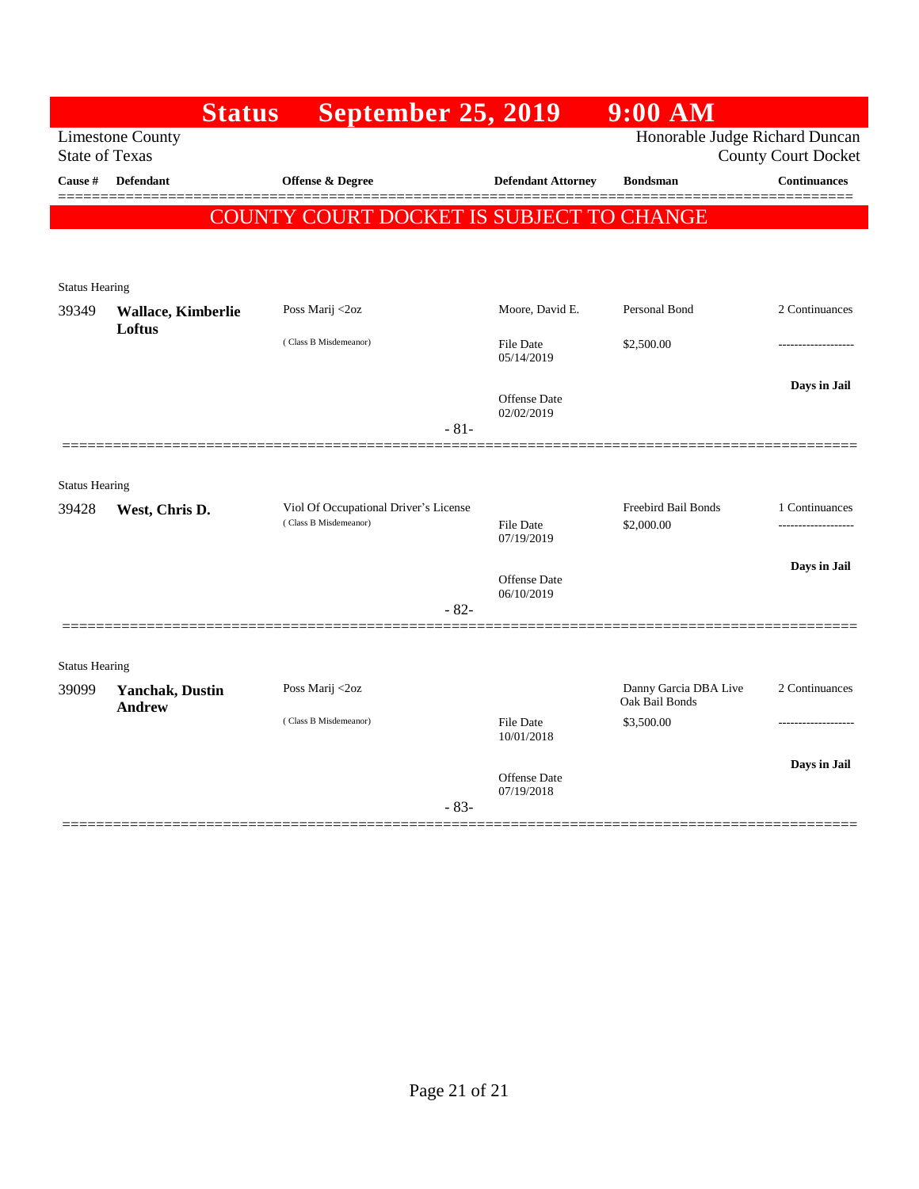# Status September 25, 2019 9:00 AM

Limestone County
State of Texas

Honorable Judge Richard Duncan
County Court Docket

| Cause # | Defendant | Offense & Degree | Defendant Attorney | Bondsman | Continuances |
|---|---|---|---|---|---|

**COUNTY COURT DOCKET IS SUBJECT TO CHANGE**

Status Hearing

| Cause # | Defendant | Offense & Degree | Defendant Attorney | Bondsman | Continuances |
|---|---|---|---|---|---|
| 39349 | **Wallace, Kimberlie Loftus** | Poss Marij <2oz (Class B Misdemeanor) | Moore, David E. File Date 05/14/2019 Offense Date 02/02/2019 | Personal Bond $2,500.00 | 2 Continuances ------------------- **Days in Jail** |

- 81-

Status Hearing

| Cause # | Defendant | Offense & Degree | Defendant Attorney | Bondsman | Continuances |
|---|---|---|---|---|---|
| 39428 | **West, Chris D.** | Viol Of Occupational Driver's License (Class B Misdemeanor) | File Date 07/19/2019 Offense Date 06/10/2019 | Freebird Bail Bonds $2,000.00 | 1 Continuances ------------------- **Days in Jail** |

- 82-

Status Hearing

| Cause # | Defendant | Offense & Degree | Defendant Attorney | Bondsman | Continuances |
|---|---|---|---|---|---|
| 39099 | **Yanchak, Dustin Andrew** | Poss Marij <2oz (Class B Misdemeanor) | File Date 10/01/2018 Offense Date 07/19/2018 | Danny Garcia DBA Live Oak Bail Bonds $3,500.00 | 2 Continuances ------------------- **Days in Jail** |

- 83-